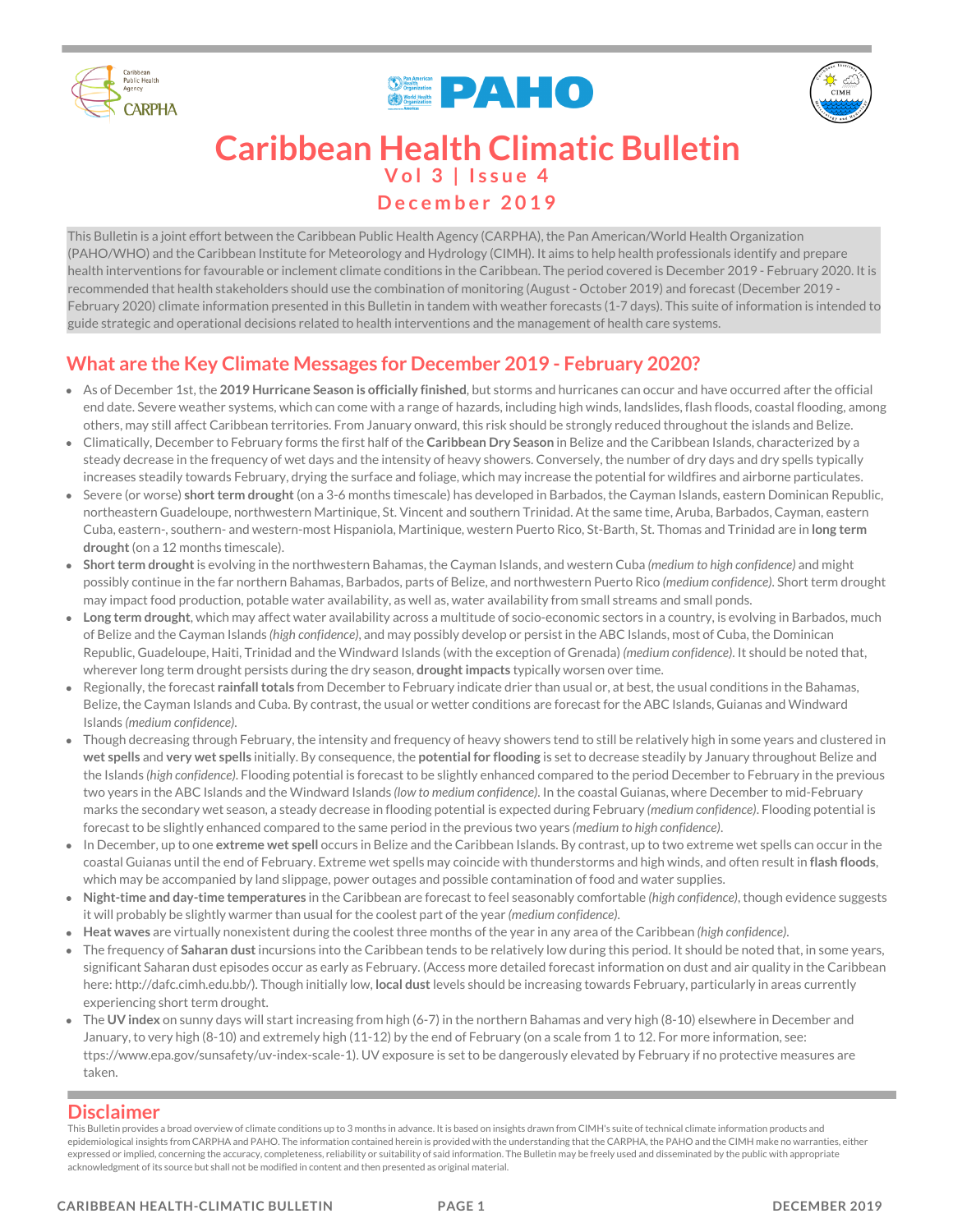# Caribbean Health Climatic Bulletin

**Vol 3 | Issue 4**

**December 2019**

This Bulletin is a joint effort between the Caribbean Public Health Agency (CARPHA), the Pan American/World Health Organization (PAHO/WHO) and the Caribbean Institute for Meteorology and Hydrology (CIMH). It aims to help health professionals identify and prepare health interventions for favourable or inclement climate conditions in the Caribbean. The period covered is December 2019 - February 2020. It is recommended that health stakeholders should use the combination of monitoring (August - October 2019) and forecast (December 2019 - February 2020) climate information presented in this Bulletin in tandem with weather forecasts (1-7 days). This suite of information is intended to guide strategic and operational decisions related to health interventions and the management of health care systems.

## What are the Key Climate Messages for December 2019 - February 2020?

- As of December 1st, the **2019 Hurricane Season is officially finished**, but storms and hurricanes can occur and have occurred after the official end date. Severe weather systems, which can come with a range of hazards, including high winds, landslides, flash floods, coastal flooding, among others, may still affect Caribbean territories. From January onward, this risk should be strongly reduced throughout the islands and Belize.
- Climatically, December to February forms the first half of the **Caribbean Dry Season** in Belize and the Caribbean Islands, characterized by a steady decrease in the frequency of wet days and the intensity of heavy showers. Conversely, the number of dry days and dry spells typically increases steadily towards February, drying the surface and foliage, which may increase the potential for wildfires and airborne particulates.
- Severe (or worse) **short term drought** (on a 3-6 months timescale) has developed in Barbados, the Cayman Islands, eastern Dominican Republic, northeastern Guadeloupe, northwestern Martinique, St. Vincent and southern Trinidad. At the same time, Aruba, Barbados, Cayman, eastern Cuba, eastern-, southern- and western-most Hispaniola, Martinique, western Puerto Rico, St-Barth, St. Thomas and Trinidad are in **long term drought** (on a 12 months timescale).
- **Short term drought** is evolving in the northwestern Bahamas, the Cayman Islands, and western Cuba *(medium to high confidence)* and might possibly continue in the far northern Bahamas, Barbados, parts of Belize, and northwestern Puerto Rico *(medium confidence)*. Short term drought may impact food production, potable water availability, as well as, water availability from small streams and small ponds.
- **Long term drought**, which may affect water availability across a multitude of socio-economic sectors in a country, is evolving in Barbados, much of Belize and the Cayman Islands *(high confidence)*, and may possibly develop or persist in the ABC Islands, most of Cuba, the Dominican Republic, Guadeloupe, Haiti, Trinidad and the Windward Islands (with the exception of Grenada) *(medium confidence)*. It should be noted that, wherever long term drought persists during the dry season, **drought impacts** typically worsen over time.
- Regionally, the forecast **rainfall totals** from December to February indicate drier than usual or, at best, the usual conditions in the Bahamas, Belize, the Cayman Islands and Cuba. By contrast, the usual or wetter conditions are forecast for the ABC Islands, Guianas and Windward Islands *(medium confidence)*.
- Though decreasing through February, the intensity and frequency of heavy showers tend to still be relatively high in some years and clustered in **wet spells** and **very wet spells** initially. By consequence, the **potential for flooding** is set to decrease steadily by January throughout Belize and the Islands *(high confidence)*. Flooding potential is forecast to be slightly enhanced compared to the period December to February in the previous two years in the ABC Islands and the Windward Islands *(low to medium confidence)*. In the coastal Guianas, where December to mid-February marks the secondary wet season, a steady decrease in flooding potential is expected during February *(medium confidence)*. Flooding potential is forecast to be slightly enhanced compared to the same period in the previous two years *(medium to high confidence)*.
- In December, up to one **extreme wet spell** occurs in Belize and the Caribbean Islands. By contrast, up to two extreme wet spells can occur in the coastal Guianas until the end of February. Extreme wet spells may coincide with thunderstorms and high winds, and often result in **flash floods**, which may be accompanied by land slippage, power outages and possible contamination of food and water supplies.
- **Night-time and day-time temperatures** in the Caribbean are forecast to feel seasonably comfortable *(high confidence)*, though evidence suggests it will probably be slightly warmer than usual for the coolest part of the year *(medium confidence)*.
- **Heat waves** are virtually nonexistent during the coolest three months of the year in any area of the Caribbean *(high confidence)*.
- The frequency of **Saharan dust** incursions into the Caribbean tends to be relatively low during this period. It should be noted that, in some years, significant Saharan dust episodes occur as early as February. (Access more detailed forecast information on dust and air quality in the Caribbean here: http://dafc.cimh.edu.bb/). Though initially low, **local dust** levels should be increasing towards February, particularly in areas currently experiencing short term drought.
- The **UV index** on sunny days will start increasing from high (6-7) in the northern Bahamas and very high (8-10) elsewhere in December and January, to very high (8-10) and extremely high (11-12) by the end of February (on a scale from 1 to 12. For more information, see: ttps://www.epa.gov/sunsafety/uv-index-scale-1). UV exposure is set to be dangerously elevated by February if no protective measures are taken.

## Disclaimer

This Bulletin provides a broad overview of climate conditions up to 3 months in advance. It is based on insights drawn from CIMH's suite of technical climate information products and epidemiological insights from CARPHA and PAHO. The information contained herein is provided with the understanding that the CARPHA, the PAHO and the CIMH make no warranties, either expressed or implied, concerning the accuracy, completeness, reliability or suitability of said information. The Bulletin may be freely used and disseminated by the public with appropriate acknowledgment of its source but shall not be modified in content and then presented as original material.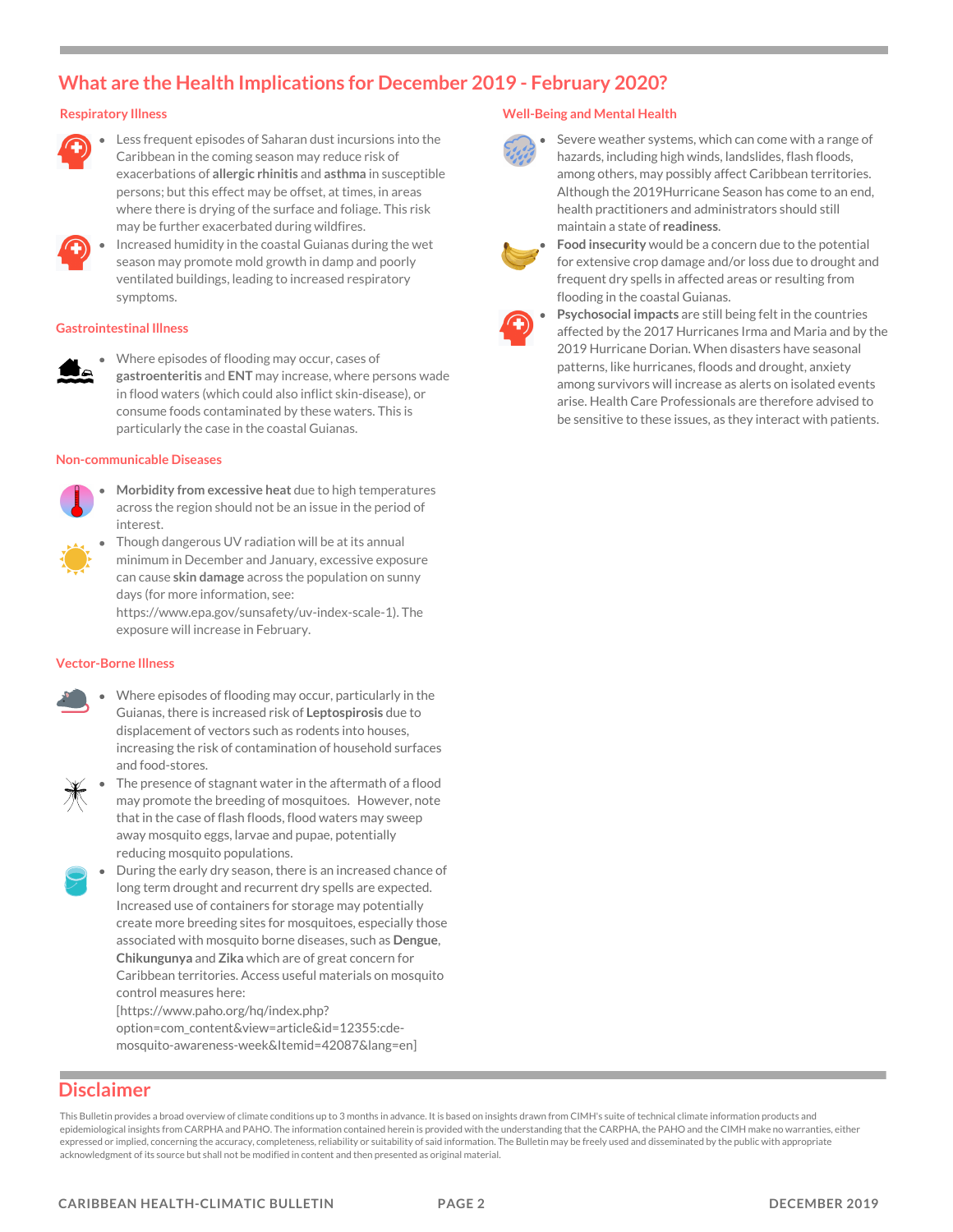## What are the Health Implications for December 2019 - February 2020?

### Respiratory Illness

- Less frequent episodes of Saharan dust incursions into the Caribbean in the coming season may reduce risk of exacerbations of **allergic rhinitis** and **asthma** in susceptible persons; but this effect may be offset, at times, in areas where there is drying of the surface and foliage. This risk may be further exacerbated during wildfires.
- Increased humidity in the coastal Guianas during the wet season may promote mold growth in damp and poorly ventilated buildings, leading to increased respiratory symptoms.

### Gastrointestinal Illness

- Where episodes of flooding may occur, cases of **gastroenteritis** and **ENT** may increase, where persons wade in flood waters (which could also inflict skin-disease), or consume foods contaminated by these waters. This is particularly the case in the coastal Guianas.

### Non-communicable Diseases

- **Morbidity from excessive heat** due to high temperatures across the region should not be an issue in the period of interest.
- Though dangerous UV radiation will be at its annual minimum in December and January, excessive exposure can cause **skin damage** across the population on sunny days (for more information, see: https://www.epa.gov/sunsafety/uv-index-scale-1). The exposure will increase in February.

### Vector-Borne Illness

- Where episodes of flooding may occur, particularly in the Guianas, there is increased risk of **Leptospirosis** due to displacement of vectors such as rodents into houses, increasing the risk of contamination of household surfaces and food-stores.
- The presence of stagnant water in the aftermath of a flood may promote the breeding of mosquitoes. However, note that in the case of flash floods, flood waters may sweep away mosquito eggs, larvae and pupae, potentially reducing mosquito populations.
- During the early dry season, there is an increased chance of long term drought and recurrent dry spells are expected. Increased use of containers for storage may potentially create more breeding sites for mosquitoes, especially those associated with mosquito borne diseases, such as **Dengue**, **Chikungunya** and **Zika** which are of great concern for Caribbean territories. Access useful materials on mosquito control measures here: [https://www.paho.org/hq/index.php?option=com_content&view=article&id=12355:cde-mosquito-awareness-week&Itemid=42087&lang=en]

### Well-Being and Mental Health

- Severe weather systems, which can come with a range of hazards, including high winds, landslides, flash floods, among others, may possibly affect Caribbean territories. Although the 2019Hurricane Season has come to an end, health practitioners and administrators should still maintain a state of **readiness**.
- **Food insecurity** would be a concern due to the potential for extensive crop damage and/or loss due to drought and frequent dry spells in affected areas or resulting from flooding in the coastal Guianas.
- **Psychosocial impacts** are still being felt in the countries affected by the 2017 Hurricanes Irma and Maria and by the 2019 Hurricane Dorian. When disasters have seasonal patterns, like hurricanes, floods and drought, anxiety among survivors will increase as alerts on isolated events arise. Health Care Professionals are therefore advised to be sensitive to these issues, as they interact with patients.

## Disclaimer

This Bulletin provides a broad overview of climate conditions up to 3 months in advance. It is based on insights drawn from CIMH's suite of technical climate information products and epidemiological insights from CARPHA and PAHO. The information contained herein is provided with the understanding that the CARPHA, the PAHO and the CIMH make no warranties, either expressed or implied, concerning the accuracy, completeness, reliability or suitability of said information. The Bulletin may be freely used and disseminated by the public with appropriate acknowledgment of its source but shall not be modified in content and then presented as original material.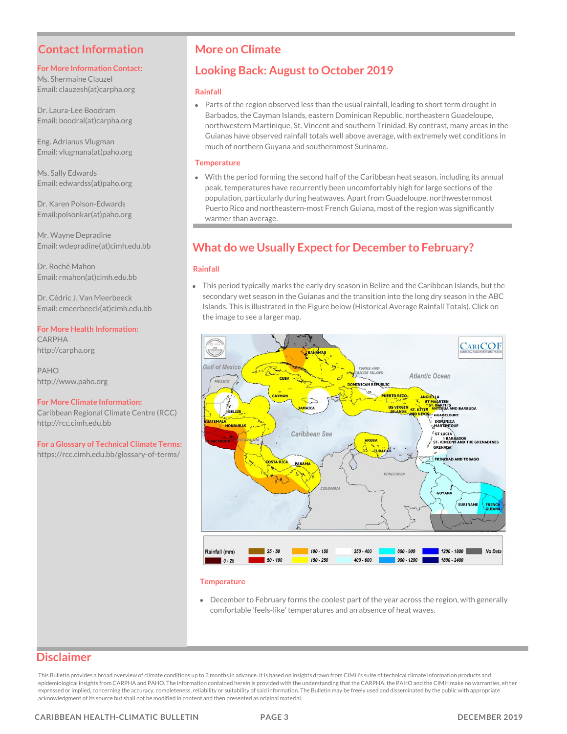## Contact Information

**For More Information Contact:**

Ms. Shermaine Clauzel
Email: clauzesh(at)carpha.org

Dr. Laura-Lee Boodram
Email: boodral(at)carpha.org

Eng. Adrianus Vlugman
Email: vlugmana(at)paho.org

Ms. Sally Edwards
Email: edwardss(at)paho.org

Dr. Karen Polson-Edwards
Email:polsonkar(at)paho.org

Mr. Wayne Depradine
Email: wdepradine(at)cimh.edu.bb

Dr. Roché Mahon
Email: rmahon(at)cimh.edu.bb

Dr. Cédric J. Van Meerbeeck
Email: cmeerbeeck(at)cimh.edu.bb

**For More Health Information:**

CARPHA
http://carpha.org

PAHO
http://www.paho.org

**For More Climate Information:**

Caribbean Regional Climate Centre (RCC)
http://rcc.cimh.edu.bb

**For a Glossary of Technical Climate Terms:**

https://rcc.cimh.edu.bb/glossary-of-terms/

## More on Climate

## Looking Back: August to October 2019

### Rainfall

- Parts of the region observed less than the usual rainfall, leading to short term drought in Barbados, the Cayman Islands, eastern Dominican Republic, northeastern Guadeloupe, northwestern Martinique, St. Vincent and southern Trinidad. By contrast, many areas in the Guianas have observed rainfall totals well above average, with extremely wet conditions in much of northern Guyana and southernmost Suriname.

### Temperature

- With the period forming the second half of the Caribbean heat season, including its annual peak, temperatures have recurrently been uncomfortably high for large sections of the population, particularly during heatwaves. Apart from Guadeloupe, northwesternmost Puerto Rico and northeastern-most French Guiana, most of the region was significantly warmer than average.

## What do we Usually Expect for December to February?

### Rainfall

- This period typically marks the early dry season in Belize and the Caribbean Islands, but the secondary wet season in the Guianas and the transition into the long dry season in the ABC Islands. This is illustrated in the Figure below (Historical Average Rainfall Totals). Click on the image to see a larger map.

CariCOF
Gulf of Mexico
Atlantic Ocean
Caribbean Sea
BAHAMAS
TURKS AND CAICOS ISLAND
MEXICO
CUBA
DOMINICAN REPUBLIC
CAYMAN
JAMAICA
PUERTO RICO
ANGUILLA
ST MAARTEN
ST. BARTH'S
US VIRGIN ISLANDS
ST. KITTS AND NEVIS
ANTIGUA AND BARBUDA
GUADELOUPE
DOMINICA
MARTINIQUE
ST LUCIA
BARBADOS
ST. VINCENT AND THE GRENADINES
GRENADA
BELIZE
GUATEMALA
HONDURAS
EL SALVADOR
NICARAGUA
ARUBA
CURACAO
TRINIDAD AND TOBAGO
COSTA RICA
PANAMA
VENEZUELA
COLOMBIA
GUYANA
SURINAME
FRENCH GUIANA

Rainfall (mm)
0 - 25
25 - 50
50 - 100
100 - 150
150 - 250
250 - 400
400 - 600
600 - 900
900 - 1200
1200 - 1800
1800 - 2400
No Data

### Temperature

- December to February forms the coolest part of the year across the region, with generally comfortable 'feels-like' temperatures and an absence of heat waves.

## Disclaimer

This Bulletin provides a broad overview of climate conditions up to 3 months in advance. It is based on insights drawn from CIMH's suite of technical climate information products and epidemiological insights from CARPHA and PAHO. The information contained herein is provided with the understanding that the CARPHA, the PAHO and the CIMH make no warranties, either expressed or implied, concerning the accuracy, completeness, reliability or suitability of said information. The Bulletin may be freely used and disseminated by the public with appropriate acknowledgment of its source but shall not be modified in content and then presented as original material.